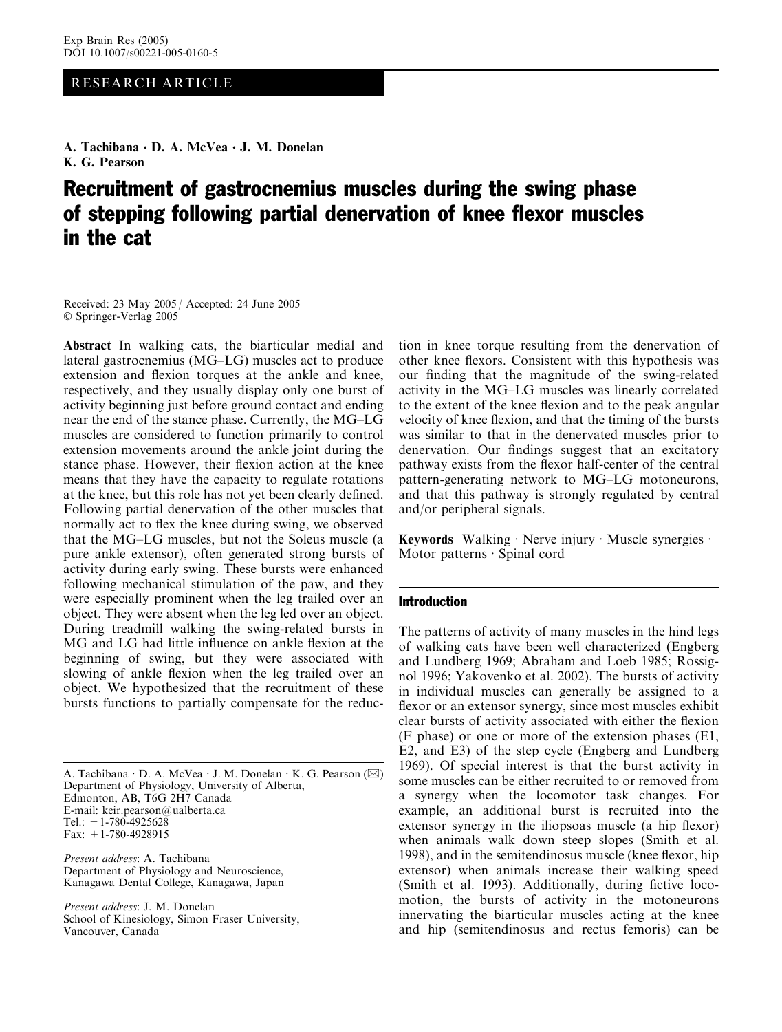RESEARCH ARTICLE

A. Tachibana · D. A. McVea · J. M. Donelan · K. G. Pearson

# Recruitment of gastrocnemius muscles during the swing phase of stepping following partial denervation of knee flexor muscles in the cat

Received: 23 May 2005 / Accepted: 24 June 2005
© Springer-Verlag 2005

**Abstract** In walking cats, the biarticular medial and lateral gastrocnemius (MG–LG) muscles act to produce extension and flexion torques at the ankle and knee, respectively, and they usually display only one burst of activity beginning just before ground contact and ending near the end of the stance phase. Currently, the MG–LG muscles are considered to function primarily to control extension movements around the ankle joint during the stance phase. However, their flexion action at the knee means that they have the capacity to regulate rotations at the knee, but this role has not yet been clearly defined. Following partial denervation of the other muscles that normally act to flex the knee during swing, we observed that the MG–LG muscles, but not the Soleus muscle (a pure ankle extensor), often generated strong bursts of activity during early swing. These bursts were enhanced following mechanical stimulation of the paw, and they were especially prominent when the leg trailed over an object. They were absent when the leg led over an object. During treadmill walking the swing-related bursts in MG and LG had little influence on ankle flexion at the beginning of swing, but they were associated with slowing of ankle flexion when the leg trailed over an object. We hypothesized that the recruitment of these bursts functions to partially compensate for the reduction in knee torque resulting from the denervation of other knee flexors. Consistent with this hypothesis was our finding that the magnitude of the swing-related activity in the MG–LG muscles was linearly correlated to the extent of the knee flexion and to the peak angular velocity of knee flexion, and that the timing of the bursts was similar to that in the denervated muscles prior to denervation. Our findings suggest that an excitatory pathway exists from the flexor half-center of the central pattern-generating network to MG–LG motoneurons, and that this pathway is strongly regulated by central and/or peripheral signals.

**Keywords** Walking · Nerve injury · Muscle synergies · Motor patterns · Spinal cord

A. Tachibana · D. A. McVea · J. M. Donelan · K. G. Pearson (✉)
Department of Physiology, University of Alberta,
Edmonton, AB, T6G 2H7 Canada
E-mail: keir.pearson@ualberta.ca
Tel.: +1-780-4925628
Fax: +1-780-4928915

*Present address*: A. Tachibana
Department of Physiology and Neuroscience,
Kanagawa Dental College, Kanagawa, Japan

*Present address*: J. M. Donelan
School of Kinesiology, Simon Fraser University,
Vancouver, Canada

## Introduction

The patterns of activity of many muscles in the hind legs of walking cats have been well characterized (Engberg and Lundberg 1969; Abraham and Loeb 1985; Rossignol 1996; Yakovenko et al. 2002). The bursts of activity in individual muscles can generally be assigned to a flexor or an extensor synergy, since most muscles exhibit clear bursts of activity associated with either the flexion (F phase) or one or more of the extension phases (E1, E2, and E3) of the step cycle (Engberg and Lundberg 1969). Of special interest is that the burst activity in some muscles can be either recruited to or removed from a synergy when the locomotor task changes. For example, an additional burst is recruited into the extensor synergy in the iliopsoas muscle (a hip flexor) when animals walk down steep slopes (Smith et al. 1998), and in the semitendinosus muscle (knee flexor, hip extensor) when animals increase their walking speed (Smith et al. 1993). Additionally, during fictive locomotion, the bursts of activity in the motoneurons innervating the biarticular muscles acting at the knee and hip (semitendinosus and rectus femoris) can be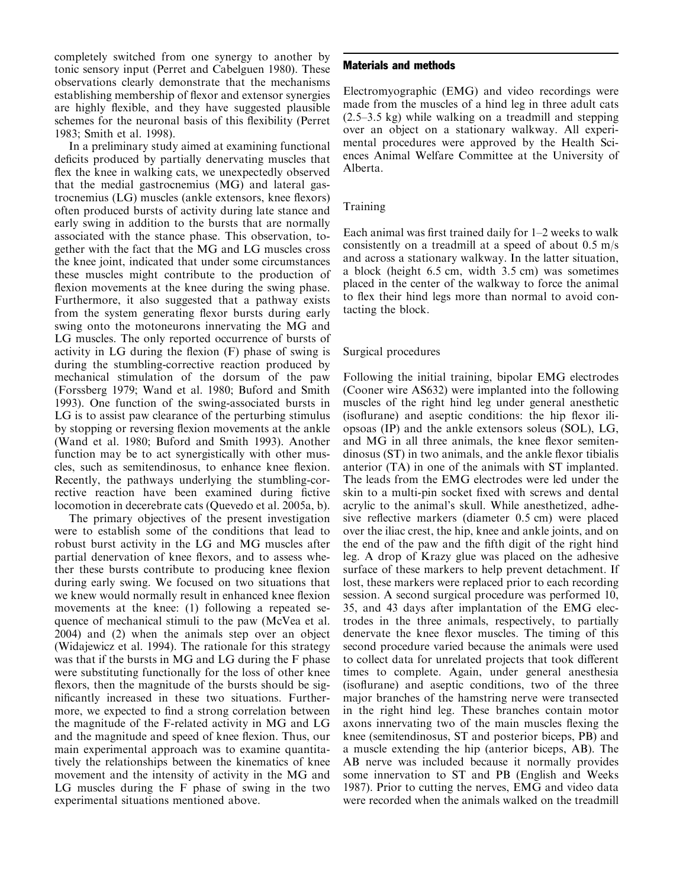completely switched from one synergy to another by tonic sensory input (Perret and Cabelguen 1980). These observations clearly demonstrate that the mechanisms establishing membership of flexor and extensor synergies are highly flexible, and they have suggested plausible schemes for the neuronal basis of this flexibility (Perret 1983; Smith et al. 1998).

In a preliminary study aimed at examining functional deficits produced by partially denervating muscles that flex the knee in walking cats, we unexpectedly observed that the medial gastrocnemius (MG) and lateral gastrocnemius (LG) muscles (ankle extensors, knee flexors) often produced bursts of activity during late stance and early swing in addition to the bursts that are normally associated with the stance phase. This observation, together with the fact that the MG and LG muscles cross the knee joint, indicated that under some circumstances these muscles might contribute to the production of flexion movements at the knee during the swing phase. Furthermore, it also suggested that a pathway exists from the system generating flexor bursts during early swing onto the motoneurons innervating the MG and LG muscles. The only reported occurrence of bursts of activity in LG during the flexion (F) phase of swing is during the stumbling-corrective reaction produced by mechanical stimulation of the dorsum of the paw (Forssberg 1979; Wand et al. 1980; Buford and Smith 1993). One function of the swing-associated bursts in LG is to assist paw clearance of the perturbing stimulus by stopping or reversing flexion movements at the ankle (Wand et al. 1980; Buford and Smith 1993). Another function may be to act synergistically with other muscles, such as semitendinosus, to enhance knee flexion. Recently, the pathways underlying the stumbling-corrective reaction have been examined during fictive locomotion in decerebrate cats (Quevedo et al. 2005a, b).

The primary objectives of the present investigation were to establish some of the conditions that lead to robust burst activity in the LG and MG muscles after partial denervation of knee flexors, and to assess whether these bursts contribute to producing knee flexion during early swing. We focused on two situations that we knew would normally result in enhanced knee flexion movements at the knee: (1) following a repeated sequence of mechanical stimuli to the paw (McVea et al. 2004) and (2) when the animals step over an object (Widajewicz et al. 1994). The rationale for this strategy was that if the bursts in MG and LG during the F phase were substituting functionally for the loss of other knee flexors, then the magnitude of the bursts should be significantly increased in these two situations. Furthermore, we expected to find a strong correlation between the magnitude of the F-related activity in MG and LG and the magnitude and speed of knee flexion. Thus, our main experimental approach was to examine quantitatively the relationships between the kinematics of knee movement and the intensity of activity in the MG and LG muscles during the F phase of swing in the two experimental situations mentioned above.

## Materials and methods

Electromyographic (EMG) and video recordings were made from the muscles of a hind leg in three adult cats (2.5–3.5 kg) while walking on a treadmill and stepping over an object on a stationary walkway. All experimental procedures were approved by the Health Sciences Animal Welfare Committee at the University of Alberta.

### Training

Each animal was first trained daily for 1–2 weeks to walk consistently on a treadmill at a speed of about 0.5 m/s and across a stationary walkway. In the latter situation, a block (height 6.5 cm, width 3.5 cm) was sometimes placed in the center of the walkway to force the animal to flex their hind legs more than normal to avoid contacting the block.

### Surgical procedures

Following the initial training, bipolar EMG electrodes (Cooner wire AS632) were implanted into the following muscles of the right hind leg under general anesthetic (isoflurane) and aseptic conditions: the hip flexor iliopsoas (IP) and the ankle extensors soleus (SOL), LG, and MG in all three animals, the knee flexor semitendinosus (ST) in two animals, and the ankle flexor tibialis anterior (TA) in one of the animals with ST implanted. The leads from the EMG electrodes were led under the skin to a multi-pin socket fixed with screws and dental acrylic to the animal's skull. While anesthetized, adhesive reflective markers (diameter 0.5 cm) were placed over the iliac crest, the hip, knee and ankle joints, and on the end of the paw and the fifth digit of the right hind leg. A drop of Krazy glue was placed on the adhesive surface of these markers to help prevent detachment. If lost, these markers were replaced prior to each recording session. A second surgical procedure was performed 10, 35, and 43 days after implantation of the EMG electrodes in the three animals, respectively, to partially denervate the knee flexor muscles. The timing of this second procedure varied because the animals were used to collect data for unrelated projects that took different times to complete. Again, under general anesthesia (isoflurane) and aseptic conditions, two of the three major branches of the hamstring nerve were transected in the right hind leg. These branches contain motor axons innervating two of the main muscles flexing the knee (semitendinosus, ST and posterior biceps, PB) and a muscle extending the hip (anterior biceps, AB). The AB nerve was included because it normally provides some innervation to ST and PB (English and Weeks 1987). Prior to cutting the nerves, EMG and video data were recorded when the animals walked on the treadmill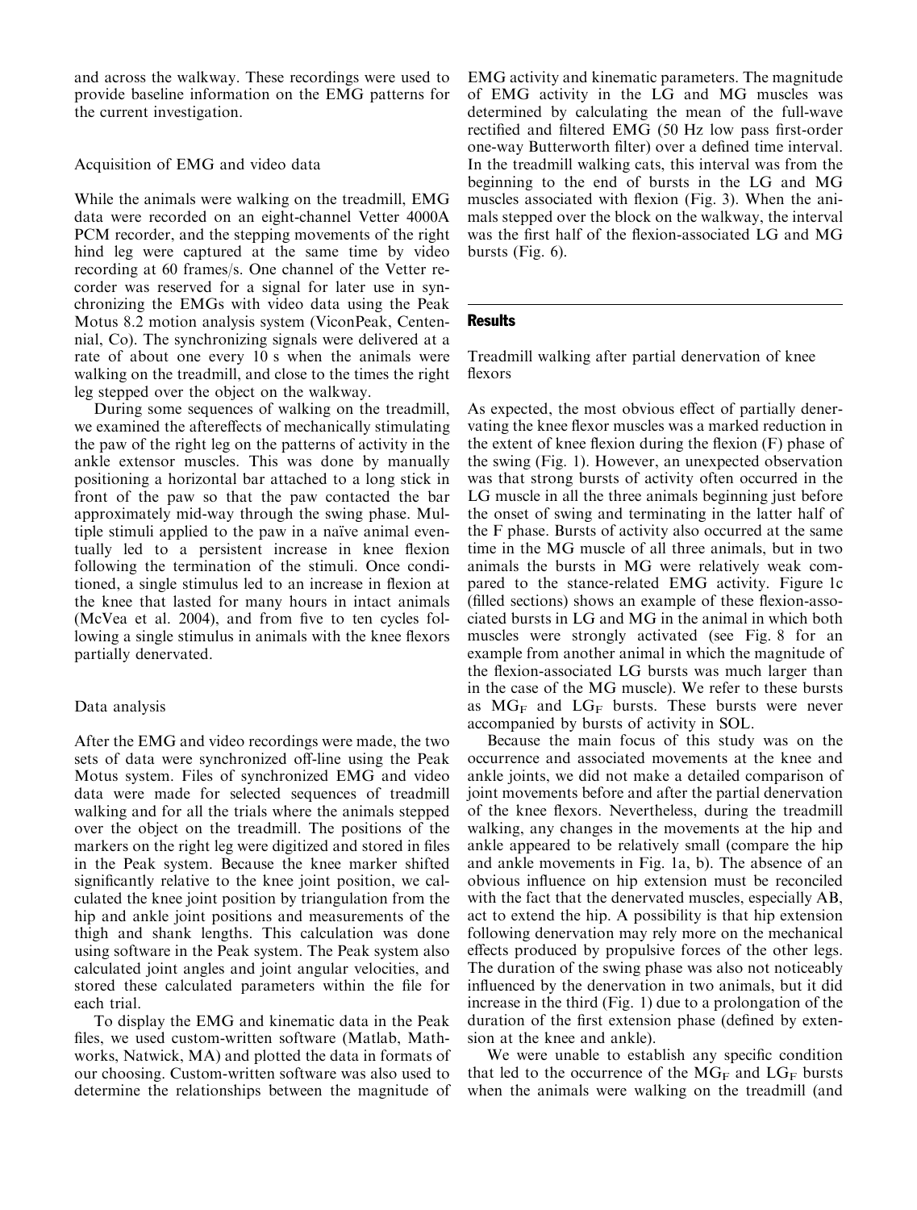and across the walkway. These recordings were used to provide baseline information on the EMG patterns for the current investigation.

### Acquisition of EMG and video data

While the animals were walking on the treadmill, EMG data were recorded on an eight-channel Vetter 4000A PCM recorder, and the stepping movements of the right hind leg were captured at the same time by video recording at 60 frames/s. One channel of the Vetter recorder was reserved for a signal for later use in synchronizing the EMGs with video data using the Peak Motus 8.2 motion analysis system (ViconPeak, Centennial, Co). The synchronizing signals were delivered at a rate of about one every 10 s when the animals were walking on the treadmill, and close to the times the right leg stepped over the object on the walkway.

During some sequences of walking on the treadmill, we examined the aftereffects of mechanically stimulating the paw of the right leg on the patterns of activity in the ankle extensor muscles. This was done by manually positioning a horizontal bar attached to a long stick in front of the paw so that the paw contacted the bar approximately mid-way through the swing phase. Multiple stimuli applied to the paw in a naïve animal eventually led to a persistent increase in knee flexion following the termination of the stimuli. Once conditioned, a single stimulus led to an increase in flexion at the knee that lasted for many hours in intact animals (McVea et al. 2004), and from five to ten cycles following a single stimulus in animals with the knee flexors partially denervated.

### Data analysis

After the EMG and video recordings were made, the two sets of data were synchronized off-line using the Peak Motus system. Files of synchronized EMG and video data were made for selected sequences of treadmill walking and for all the trials where the animals stepped over the object on the treadmill. The positions of the markers on the right leg were digitized and stored in files in the Peak system. Because the knee marker shifted significantly relative to the knee joint position, we calculated the knee joint position by triangulation from the hip and ankle joint positions and measurements of the thigh and shank lengths. This calculation was done using software in the Peak system. The Peak system also calculated joint angles and joint angular velocities, and stored these calculated parameters within the file for each trial.

To display the EMG and kinematic data in the Peak files, we used custom-written software (Matlab, Mathworks, Natwick, MA) and plotted the data in formats of our choosing. Custom-written software was also used to determine the relationships between the magnitude of EMG activity and kinematic parameters. The magnitude of EMG activity in the LG and MG muscles was determined by calculating the mean of the full-wave rectified and filtered EMG (50 Hz low pass first-order one-way Butterworth filter) over a defined time interval. In the treadmill walking cats, this interval was from the beginning to the end of bursts in the LG and MG muscles associated with flexion (Fig. 3). When the animals stepped over the block on the walkway, the interval was the first half of the flexion-associated LG and MG bursts (Fig. 6).

## Results

### Treadmill walking after partial denervation of knee flexors

As expected, the most obvious effect of partially denervating the knee flexor muscles was a marked reduction in the extent of knee flexion during the flexion (F) phase of the swing (Fig. 1). However, an unexpected observation was that strong bursts of activity often occurred in the LG muscle in all the three animals beginning just before the onset of swing and terminating in the latter half of the F phase. Bursts of activity also occurred at the same time in the MG muscle of all three animals, but in two animals the bursts in MG were relatively weak compared to the stance-related EMG activity. Figure 1c (filled sections) shows an example of these flexion-associated bursts in LG and MG in the animal in which both muscles were strongly activated (see Fig. 8 for an example from another animal in which the magnitude of the flexion-associated LG bursts was much larger than in the case of the MG muscle). We refer to these bursts as $MG_F$ and $LG_F$ bursts. These bursts were never accompanied by bursts of activity in SOL.

Because the main focus of this study was on the occurrence and associated movements at the knee and ankle joints, we did not make a detailed comparison of joint movements before and after the partial denervation of the knee flexors. Nevertheless, during the treadmill walking, any changes in the movements at the hip and ankle appeared to be relatively small (compare the hip and ankle movements in Fig. 1a, b). The absence of an obvious influence on hip extension must be reconciled with the fact that the denervated muscles, especially AB, act to extend the hip. A possibility is that hip extension following denervation may rely more on the mechanical effects produced by propulsive forces of the other legs. The duration of the swing phase was also not noticeably influenced by the denervation in two animals, but it did increase in the third (Fig. 1) due to a prolongation of the duration of the first extension phase (defined by extension at the knee and ankle).

We were unable to establish any specific condition that led to the occurrence of the $MG_F$ and $LG_F$ bursts when the animals were walking on the treadmill (and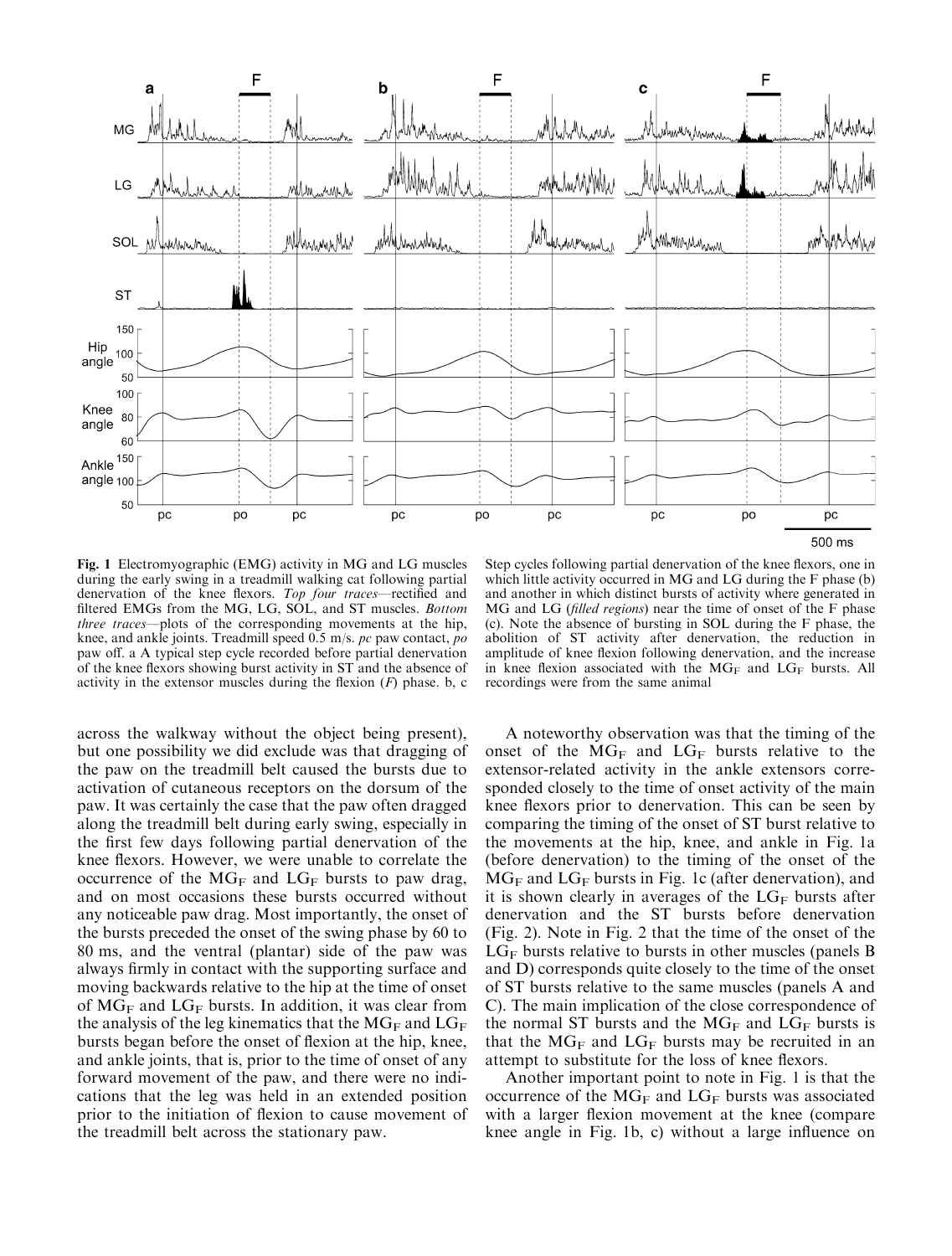**Fig. 1** Electromyographic (EMG) activity in MG and LG muscles during the early swing in a treadmill walking cat following partial denervation of the knee flexors. *Top four traces*—rectified and filtered EMGs from the MG, LG, SOL, and ST muscles. *Bottom three traces*—plots of the corresponding movements at the hip, knee, and ankle joints. Treadmill speed 0.5 m/s. *pc* paw contact, *po* paw off. a A typical step cycle recorded before partial denervation of the knee flexors showing burst activity in ST and the absence of activity in the extensor muscles during the flexion (*F*) phase. b, c Step cycles following partial denervation of the knee flexors, one in which little activity occurred in MG and LG during the F phase (b) and another in which distinct bursts of activity where generated in MG and LG (*filled regions*) near the time of onset of the F phase (c). Note the absence of bursting in SOL during the F phase, the abolition of ST activity after denervation, the reduction in amplitude of knee flexion following denervation, and the increase in knee flexion associated with the $MG_F$ and $LG_F$ bursts. All recordings were from the same animal

across the walkway without the object being present), but one possibility we did exclude was that dragging of the paw on the treadmill belt caused the bursts due to activation of cutaneous receptors on the dorsum of the paw. It was certainly the case that the paw often dragged along the treadmill belt during early swing, especially in the first few days following partial denervation of the knee flexors. However, we were unable to correlate the occurrence of the $MG_F$ and $LG_F$ bursts to paw drag, and on most occasions these bursts occurred without any noticeable paw drag. Most importantly, the onset of the bursts preceded the onset of the swing phase by 60 to 80 ms, and the ventral (plantar) side of the paw was always firmly in contact with the supporting surface and moving backwards relative to the hip at the time of onset of $MG_F$ and $LG_F$ bursts. In addition, it was clear from the analysis of the leg kinematics that the $MG_F$ and $LG_F$ bursts began before the onset of flexion at the hip, knee, and ankle joints, that is, prior to the time of onset of any forward movement of the paw, and there were no indications that the leg was held in an extended position prior to the initiation of flexion to cause movement of the treadmill belt across the stationary paw.

A noteworthy observation was that the timing of the onset of the $MG_F$ and $LG_F$ bursts relative to the extensor-related activity in the ankle extensors corresponded closely to the time of onset activity of the main knee flexors prior to denervation. This can be seen by comparing the timing of the onset of ST burst relative to the movements at the hip, knee, and ankle in Fig. 1a (before denervation) to the timing of the onset of the $MG_F$ and $LG_F$ bursts in Fig. 1c (after denervation), and it is shown clearly in averages of the $LG_F$ bursts after denervation and the ST bursts before denervation (Fig. 2). Note in Fig. 2 that the time of the onset of the $LG_F$ bursts relative to bursts in other muscles (panels B and D) corresponds quite closely to the time of the onset of ST bursts relative to the same muscles (panels A and C). The main implication of the close correspondence of the normal ST bursts and the $MG_F$ and $LG_F$ bursts is that the $MG_F$ and $LG_F$ bursts may be recruited in an attempt to substitute for the loss of knee flexors.

Another important point to note in Fig. 1 is that the occurrence of the $MG_F$ and $LG_F$ bursts was associated with a larger flexion movement at the knee (compare knee angle in Fig. 1b, c) without a large influence on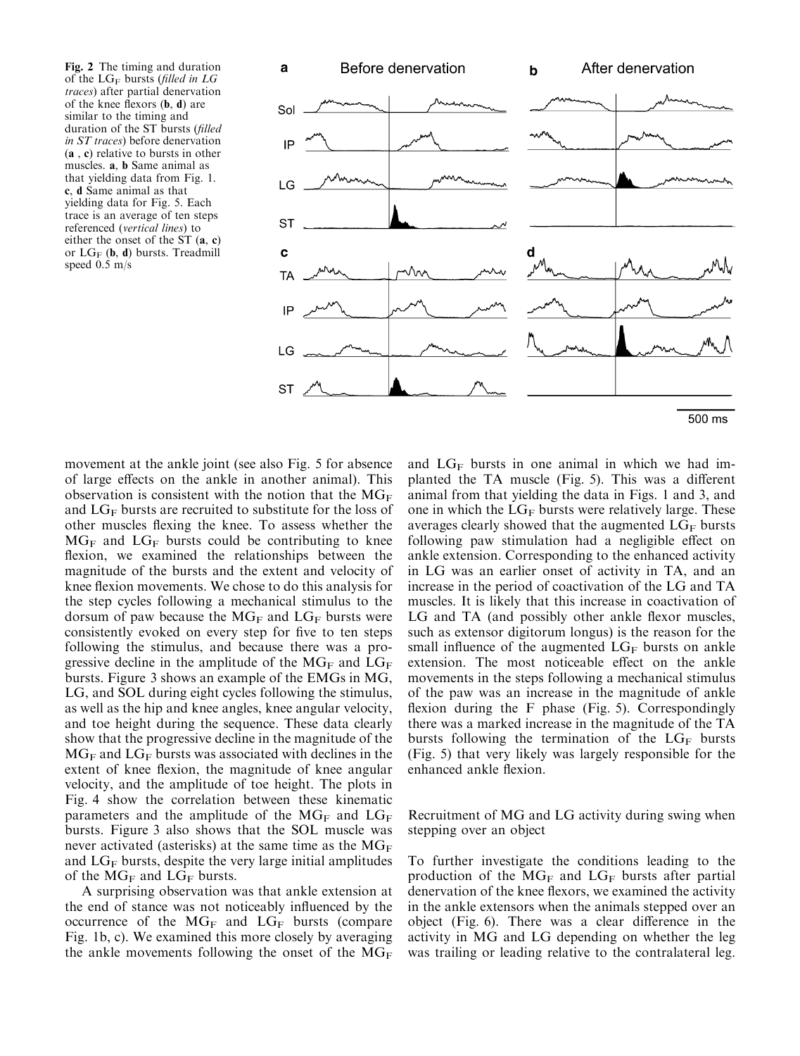**Fig. 2** The timing and duration of the $LG_F$ bursts (*filled in LG traces*) after partial denervation of the knee flexors (**b**, **d**) are similar to the timing and duration of the ST bursts (*filled in ST traces*) before denervation (**a** , **c**) relative to bursts in other muscles. **a**, **b** Same animal as that yielding data from Fig. 1. **c**, **d** Same animal as that yielding data for Fig. 5. Each trace is an average of ten steps referenced (*vertical lines*) to either the onset of the ST (**a**, **c**) or $LG_F$ (**b**, **d**) bursts. Treadmill speed 0.5 m/s

movement at the ankle joint (see also Fig. 5 for absence of large effects on the ankle in another animal). This observation is consistent with the notion that the $MG_F$ and $LG_F$ bursts are recruited to substitute for the loss of other muscles flexing the knee. To assess whether the $MG_F$ and $LG_F$ bursts could be contributing to knee flexion, we examined the relationships between the magnitude of the bursts and the extent and velocity of knee flexion movements. We chose to do this analysis for the step cycles following a mechanical stimulus to the dorsum of paw because the $MG_F$ and $LG_F$ bursts were consistently evoked on every step for five to ten steps following the stimulus, and because there was a progressive decline in the amplitude of the $MG_F$ and $LG_F$ bursts. Figure 3 shows an example of the EMGs in MG, LG, and SOL during eight cycles following the stimulus, as well as the hip and knee angles, knee angular velocity, and toe height during the sequence. These data clearly show that the progressive decline in the magnitude of the $MG_F$ and $LG_F$ bursts was associated with declines in the extent of knee flexion, the magnitude of knee angular velocity, and the amplitude of toe height. The plots in Fig. 4 show the correlation between these kinematic parameters and the amplitude of the $MG_F$ and $LG_F$ bursts. Figure 3 also shows that the SOL muscle was never activated (asterisks) at the same time as the $MG_F$ and $LG_F$ bursts, despite the very large initial amplitudes of the $MG_F$ and $LG_F$ bursts.

A surprising observation was that ankle extension at the end of stance was not noticeably influenced by the occurrence of the $MG_F$ and $LG_F$ bursts (compare Fig. 1b, c). We examined this more closely by averaging the ankle movements following the onset of the $MG_F$ and $LG_F$ bursts in one animal in which we had implanted the TA muscle (Fig. 5). This was a different animal from that yielding the data in Figs. 1 and 3, and one in which the $LG_F$ bursts were relatively large. These averages clearly showed that the augmented $LG_F$ bursts following paw stimulation had a negligible effect on ankle extension. Corresponding to the enhanced activity in LG was an earlier onset of activity in TA, and an increase in the period of coactivation of the LG and TA muscles. It is likely that this increase in coactivation of LG and TA (and possibly other ankle flexor muscles, such as extensor digitorum longus) is the reason for the small influence of the augmented $LG_F$ bursts on ankle extension. The most noticeable effect on the ankle movements in the steps following a mechanical stimulus of the paw was an increase in the magnitude of ankle flexion during the F phase (Fig. 5). Correspondingly there was a marked increase in the magnitude of the TA bursts following the termination of the $LG_F$ bursts (Fig. 5) that very likely was largely responsible for the enhanced ankle flexion.

## Recruitment of MG and LG activity during swing when stepping over an object

To further investigate the conditions leading to the production of the $MG_F$ and $LG_F$ bursts after partial denervation of the knee flexors, we examined the activity in the ankle extensors when the animals stepped over an object (Fig. 6). There was a clear difference in the activity in MG and LG depending on whether the leg was trailing or leading relative to the contralateral leg.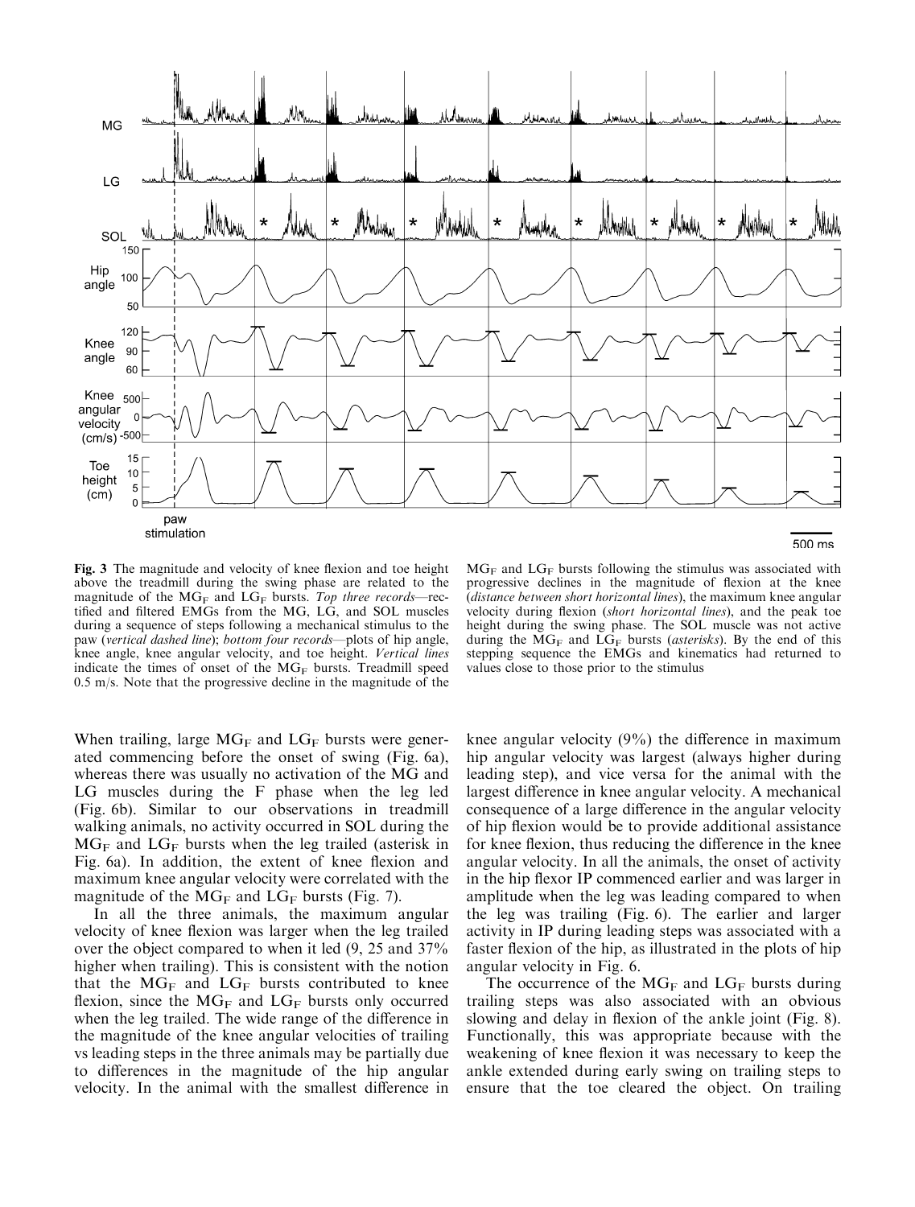**Fig. 3** The magnitude and velocity of knee flexion and toe height above the treadmill during the swing phase are related to the magnitude of the $MG_F$ and $LG_F$ bursts. *Top three records*—rectified and filtered EMGs from the MG, LG, and SOL muscles during a sequence of steps following a mechanical stimulus to the paw (*vertical dashed line*); *bottom four records*—plots of hip angle, knee angle, knee angular velocity, and toe height. *Vertical lines* indicate the times of onset of the $MG_F$ bursts. Treadmill speed 0.5 m/s. Note that the progressive decline in the magnitude of the $MG_F$ and $LG_F$ bursts following the stimulus was associated with progressive declines in the magnitude of flexion at the knee (*distance between short horizontal lines*), the maximum knee angular velocity during flexion (*short horizontal lines*), and the peak toe height during the swing phase. The SOL muscle was not active during the $MG_F$ and $LG_F$ bursts (*asterisks*). By the end of this stepping sequence the EMGs and kinematics had returned to values close to those prior to the stimulus

When trailing, large $MG_F$ and $LG_F$ bursts were generated commencing before the onset of swing (Fig. 6a), whereas there was usually no activation of the MG and LG muscles during the F phase when the leg led (Fig. 6b). Similar to our observations in treadmill walking animals, no activity occurred in SOL during the $MG_F$ and $LG_F$ bursts when the leg trailed (asterisk in Fig. 6a). In addition, the extent of knee flexion and maximum knee angular velocity were correlated with the magnitude of the $MG_F$ and $LG_F$ bursts (Fig. 7).

In all the three animals, the maximum angular velocity of knee flexion was larger when the leg trailed over the object compared to when it led (9, 25 and 37% higher when trailing). This is consistent with the notion that the $MG_F$ and $LG_F$ bursts contributed to knee flexion, since the $MG_F$ and $LG_F$ bursts only occurred when the leg trailed. The wide range of the difference in the magnitude of the knee angular velocities of trailing vs leading steps in the three animals may be partially due to differences in the magnitude of the hip angular velocity. In the animal with the smallest difference in knee angular velocity (9%) the difference in maximum hip angular velocity was largest (always higher during leading step), and vice versa for the animal with the largest difference in knee angular velocity. A mechanical consequence of a large difference in the angular velocity of hip flexion would be to provide additional assistance for knee flexion, thus reducing the difference in the knee angular velocity. In all the animals, the onset of activity in the hip flexor IP commenced earlier and was larger in amplitude when the leg was leading compared to when the leg was trailing (Fig. 6). The earlier and larger activity in IP during leading steps was associated with a faster flexion of the hip, as illustrated in the plots of hip angular velocity in Fig. 6.

The occurrence of the $MG_F$ and $LG_F$ bursts during trailing steps was also associated with an obvious slowing and delay in flexion of the ankle joint (Fig. 8). Functionally, this was appropriate because with the weakening of knee flexion it was necessary to keep the ankle extended during early swing on trailing steps to ensure that the toe cleared the object. On trailing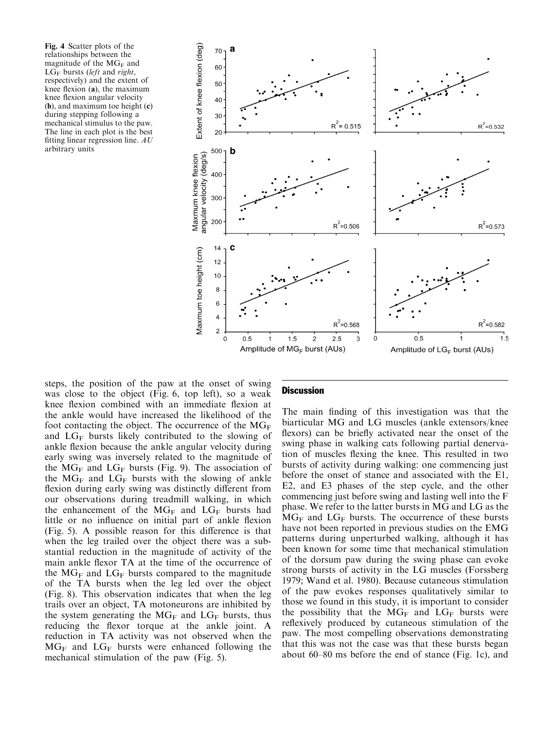**Fig. 4** Scatter plots of the relationships between the magnitude of the $MG_F$ and $LG_F$ bursts (*left* and *right*, respectively) and the extent of knee flexion (**a**), the maximum knee flexion angular velocity (**b**), and maximum toe height (**c**) during stepping following a mechanical stimulus to the paw. The line in each plot is the best fitting linear regression line. *AU* arbitrary units

steps, the position of the paw at the onset of swing was close to the object (Fig. 6, top left), so a weak knee flexion combined with an immediate flexion at the ankle would have increased the likelihood of the foot contacting the object. The occurrence of the $MG_F$ and $LG_F$ bursts likely contributed to the slowing of ankle flexion because the ankle angular velocity during early swing was inversely related to the magnitude of the $MG_F$ and $LG_F$ bursts (Fig. 9). The association of the $MG_F$ and $LG_F$ bursts with the slowing of ankle flexion during early swing was distinctly different from our observations during treadmill walking, in which the enhancement of the $MG_F$ and $LG_F$ bursts had little or no influence on initial part of ankle flexion (Fig. 5). A possible reason for this difference is that when the leg trailed over the object there was a substantial reduction in the magnitude of activity of the main ankle flexor TA at the time of the occurrence of the $MG_F$ and $LG_F$ bursts compared to the magnitude of the TA bursts when the leg led over the object (Fig. 8). This observation indicates that when the leg trails over an object, TA motoneurons are inhibited by the system generating the $MG_F$ and $LG_F$ bursts, thus reducing the flexor torque at the ankle joint. A reduction in TA activity was not observed when the $MG_F$ and $LG_F$ bursts were enhanced following the mechanical stimulation of the paw (Fig. 5).

## Discussion

The main finding of this investigation was that the biarticular MG and LG muscles (ankle extensors/knee flexors) can be briefly activated near the onset of the swing phase in walking cats following partial denervation of muscles flexing the knee. This resulted in two bursts of activity during walking: one commencing just before the onset of stance and associated with the E1, E2, and E3 phases of the step cycle, and the other commencing just before swing and lasting well into the F phase. We refer to the latter bursts in MG and LG as the $MG_F$ and $LG_F$ bursts. The occurrence of these bursts have not been reported in previous studies on the EMG patterns during unperturbed walking, although it has been known for some time that mechanical stimulation of the dorsum paw during the swing phase can evoke strong bursts of activity in the LG muscles (Forssberg 1979; Wand et al. 1980). Because cutaneous stimulation of the paw evokes responses qualitatively similar to those we found in this study, it is important to consider the possibility that the $MG_F$ and $LG_F$ bursts were reflexively produced by cutaneous stimulation of the paw. The most compelling observations demonstrating that this was not the case was that these bursts began about 60–80 ms before the end of stance (Fig. 1c), and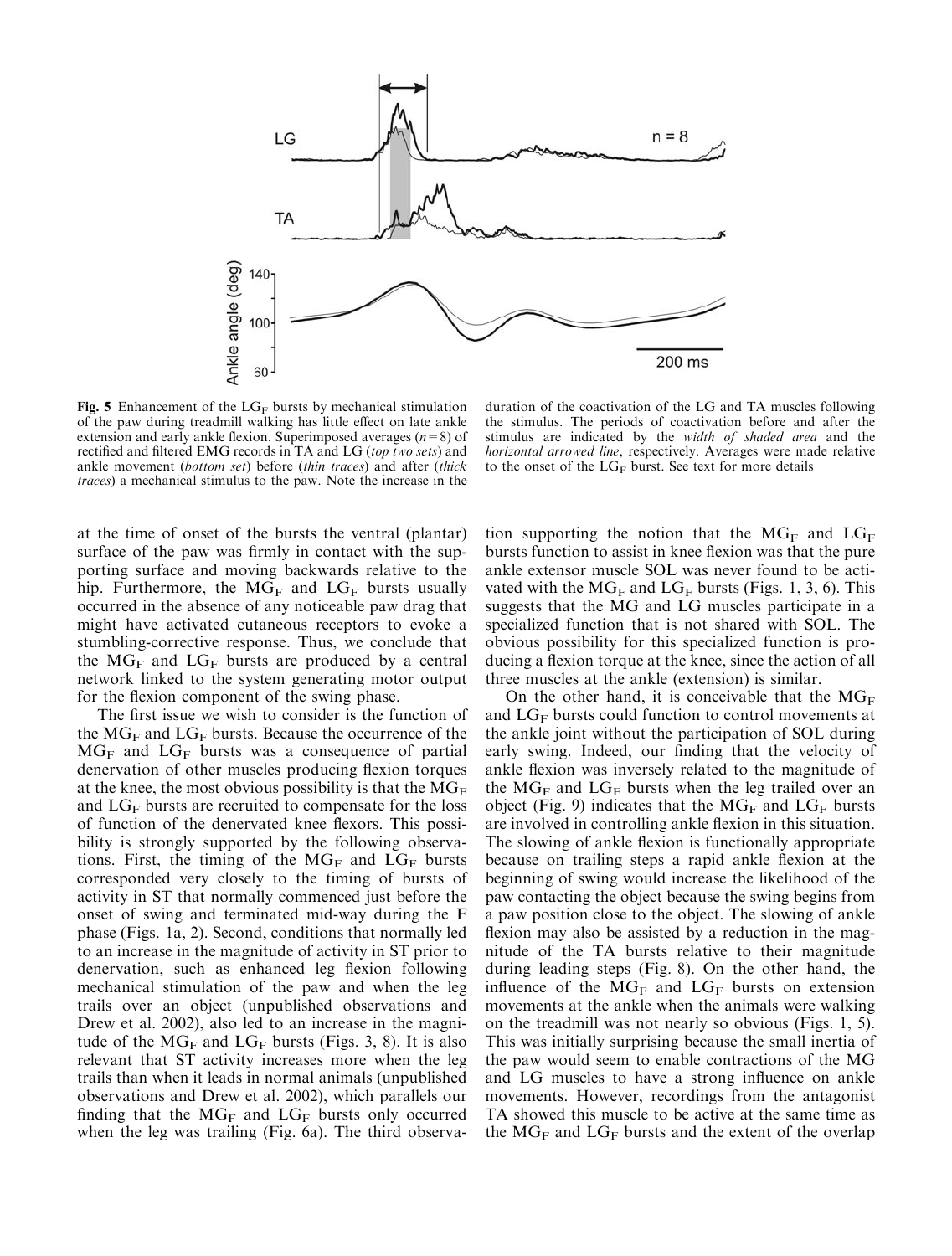Fig. 5 Enhancement of the $LG_F$ bursts by mechanical stimulation of the paw during treadmill walking has little effect on late ankle extension and early ankle flexion. Superimposed averages ($n=8$) of rectified and filtered EMG records in TA and LG (*top two sets*) and ankle movement (*bottom set*) before (*thin traces*) and after (*thick traces*) a mechanical stimulus to the paw. Note the increase in the duration of the coactivation of the LG and TA muscles following the stimulus. The periods of coactivation before and after the stimulus are indicated by the *width of shaded area* and the *horizontal arrowed line*, respectively. Averages were made relative to the onset of the $LG_F$ burst. See text for more details

at the time of onset of the bursts the ventral (plantar) surface of the paw was firmly in contact with the supporting surface and moving backwards relative to the hip. Furthermore, the $MG_F$ and $LG_F$ bursts usually occurred in the absence of any noticeable paw drag that might have activated cutaneous receptors to evoke a stumbling-corrective response. Thus, we conclude that the $MG_F$ and $LG_F$ bursts are produced by a central network linked to the system generating motor output for the flexion component of the swing phase.

The first issue we wish to consider is the function of the $MG_F$ and $LG_F$ bursts. Because the occurrence of the $MG_F$ and $LG_F$ bursts was a consequence of partial denervation of other muscles producing flexion torques at the knee, the most obvious possibility is that the $MG_F$ and $LG_F$ bursts are recruited to compensate for the loss of function of the denervated knee flexors. This possibility is strongly supported by the following observations. First, the timing of the $MG_F$ and $LG_F$ bursts corresponded very closely to the timing of bursts of activity in ST that normally commenced just before the onset of swing and terminated mid-way during the F phase (Figs. 1a, 2). Second, conditions that normally led to an increase in the magnitude of activity in ST prior to denervation, such as enhanced leg flexion following mechanical stimulation of the paw and when the leg trails over an object (unpublished observations and Drew et al. 2002), also led to an increase in the magnitude of the $MG_F$ and $LG_F$ bursts (Figs. 3, 8). It is also relevant that ST activity increases more when the leg trails than when it leads in normal animals (unpublished observations and Drew et al. 2002), which parallels our finding that the $MG_F$ and $LG_F$ bursts only occurred when the leg was trailing (Fig. 6a). The third observation supporting the notion that the $MG_F$ and $LG_F$ bursts function to assist in knee flexion was that the pure ankle extensor muscle SOL was never found to be activated with the $MG_F$ and $LG_F$ bursts (Figs. 1, 3, 6). This suggests that the MG and LG muscles participate in a specialized function that is not shared with SOL. The obvious possibility for this specialized function is producing a flexion torque at the knee, since the action of all three muscles at the ankle (extension) is similar.

On the other hand, it is conceivable that the $MG_F$ and $LG_F$ bursts could function to control movements at the ankle joint without the participation of SOL during early swing. Indeed, our finding that the velocity of ankle flexion was inversely related to the magnitude of the $MG_F$ and $LG_F$ bursts when the leg trailed over an object (Fig. 9) indicates that the $MG_F$ and $LG_F$ bursts are involved in controlling ankle flexion in this situation. The slowing of ankle flexion is functionally appropriate because on trailing steps a rapid ankle flexion at the beginning of swing would increase the likelihood of the paw contacting the object because the swing begins from a paw position close to the object. The slowing of ankle flexion may also be assisted by a reduction in the magnitude of the TA bursts relative to their magnitude during leading steps (Fig. 8). On the other hand, the influence of the $MG_F$ and $LG_F$ bursts on extension movements at the ankle when the animals were walking on the treadmill was not nearly so obvious (Figs. 1, 5). This was initially surprising because the small inertia of the paw would seem to enable contractions of the MG and LG muscles to have a strong influence on ankle movements. However, recordings from the antagonist TA showed this muscle to be active at the same time as the $MG_F$ and $LG_F$ bursts and the extent of the overlap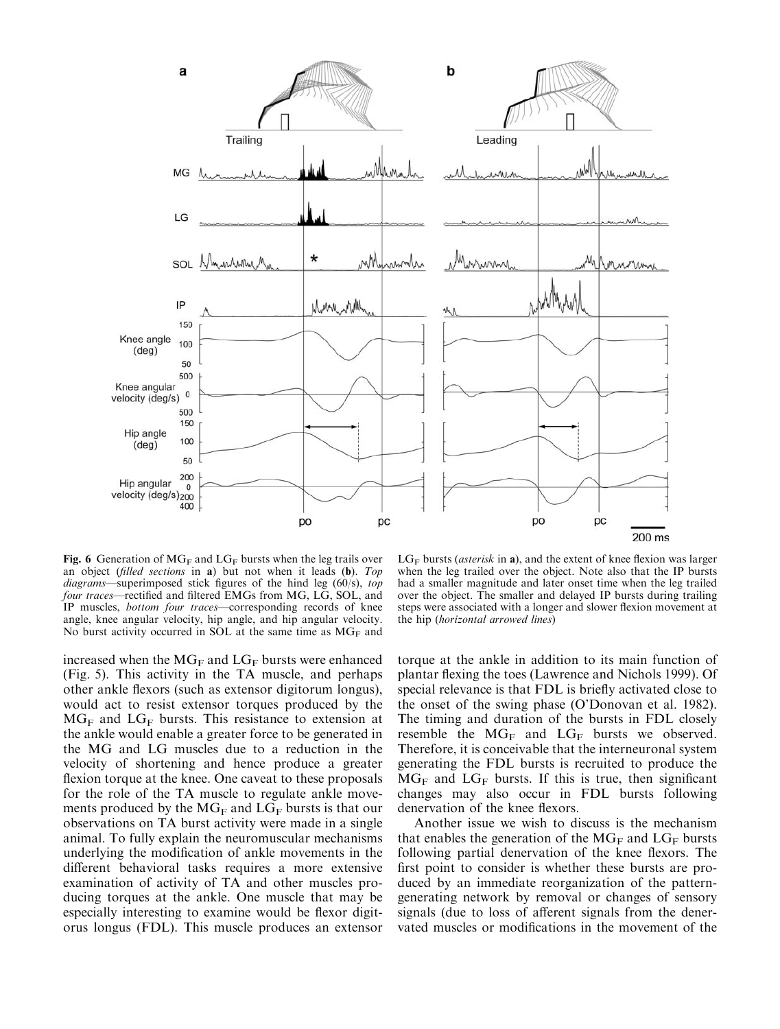**Fig. 6** Generation of $MG_F$ and $LG_F$ bursts when the leg trails over an object (*filled sections* in **a**) but not when it leads (**b**). *Top diagrams*—superimposed stick figures of the hind leg (60/s), *top four traces*—rectified and filtered EMGs from MG, LG, SOL, and IP muscles, *bottom four traces*—corresponding records of knee angle, knee angular velocity, hip angle, and hip angular velocity. No burst activity occurred in SOL at the same time as $MG_F$ and $LG_F$ bursts (*asterisk* in **a**), and the extent of knee flexion was larger when the leg trailed over the object. Note also that the IP bursts had a smaller magnitude and later onset time when the leg trailed over the object. The smaller and delayed IP bursts during trailing steps were associated with a longer and slower flexion movement at the hip (*horizontal arrowed lines*)

increased when the $MG_F$ and $LG_F$ bursts were enhanced (Fig. 5). This activity in the TA muscle, and perhaps other ankle flexors (such as extensor digitorum longus), would act to resist extensor torques produced by the $MG_F$ and $LG_F$ bursts. This resistance to extension at the ankle would enable a greater force to be generated in the MG and LG muscles due to a reduction in the velocity of shortening and hence produce a greater flexion torque at the knee. One caveat to these proposals for the role of the TA muscle to regulate ankle movements produced by the $MG_F$ and $LG_F$ bursts is that our observations on TA burst activity were made in a single animal. To fully explain the neuromuscular mechanisms underlying the modification of ankle movements in the different behavioral tasks requires a more extensive examination of activity of TA and other muscles producing torques at the ankle. One muscle that may be especially interesting to examine would be flexor digitorus longus (FDL). This muscle produces an extensor torque at the ankle in addition to its main function of plantar flexing the toes (Lawrence and Nichols 1999). Of special relevance is that FDL is briefly activated close to the onset of the swing phase (O'Donovan et al. 1982). The timing and duration of the bursts in FDL closely resemble the $MG_F$ and $LG_F$ bursts we observed. Therefore, it is conceivable that the interneuronal system generating the FDL bursts is recruited to produce the $MG_F$ and $LG_F$ bursts. If this is true, then significant changes may also occur in FDL bursts following denervation of the knee flexors.

Another issue we wish to discuss is the mechanism that enables the generation of the $MG_F$ and $LG_F$ bursts following partial denervation of the knee flexors. The first point to consider is whether these bursts are produced by an immediate reorganization of the pattern-generating network by removal or changes of sensory signals (due to loss of afferent signals from the denervated muscles or modifications in the movement of the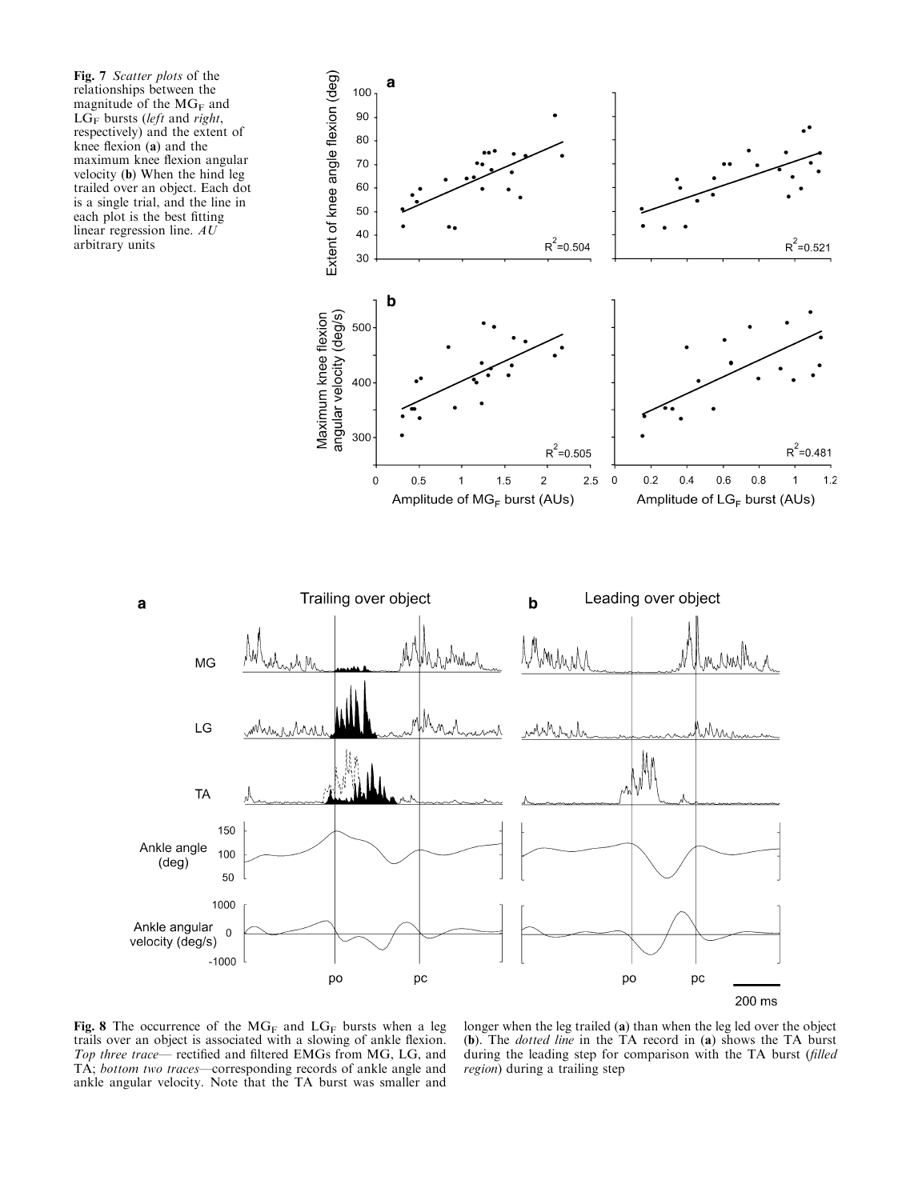**Fig. 7** *Scatter plots* of the relationships between the magnitude of the $MG_F$ and $LG_F$ bursts (*left* and *right*, respectively) and the extent of knee flexion (**a**) and the maximum knee flexion angular velocity (**b**) When the hind leg trailed over an object. Each dot is a single trial, and the line in each plot is the best fitting linear regression line. *AU* arbitrary units

**Fig. 8** The occurrence of the $MG_F$ and $LG_F$ bursts when a leg trails over an object is associated with a slowing of ankle flexion. *Top three trace*— rectified and filtered EMGs from MG, LG, and TA; *bottom two traces*—corresponding records of ankle angle and ankle angular velocity. Note that the TA burst was smaller and longer when the leg trailed (**a**) than when the leg led over the object (**b**). The *dotted line* in the TA record in (**a**) shows the TA burst during the leading step for comparison with the TA burst (*filled region*) during a trailing step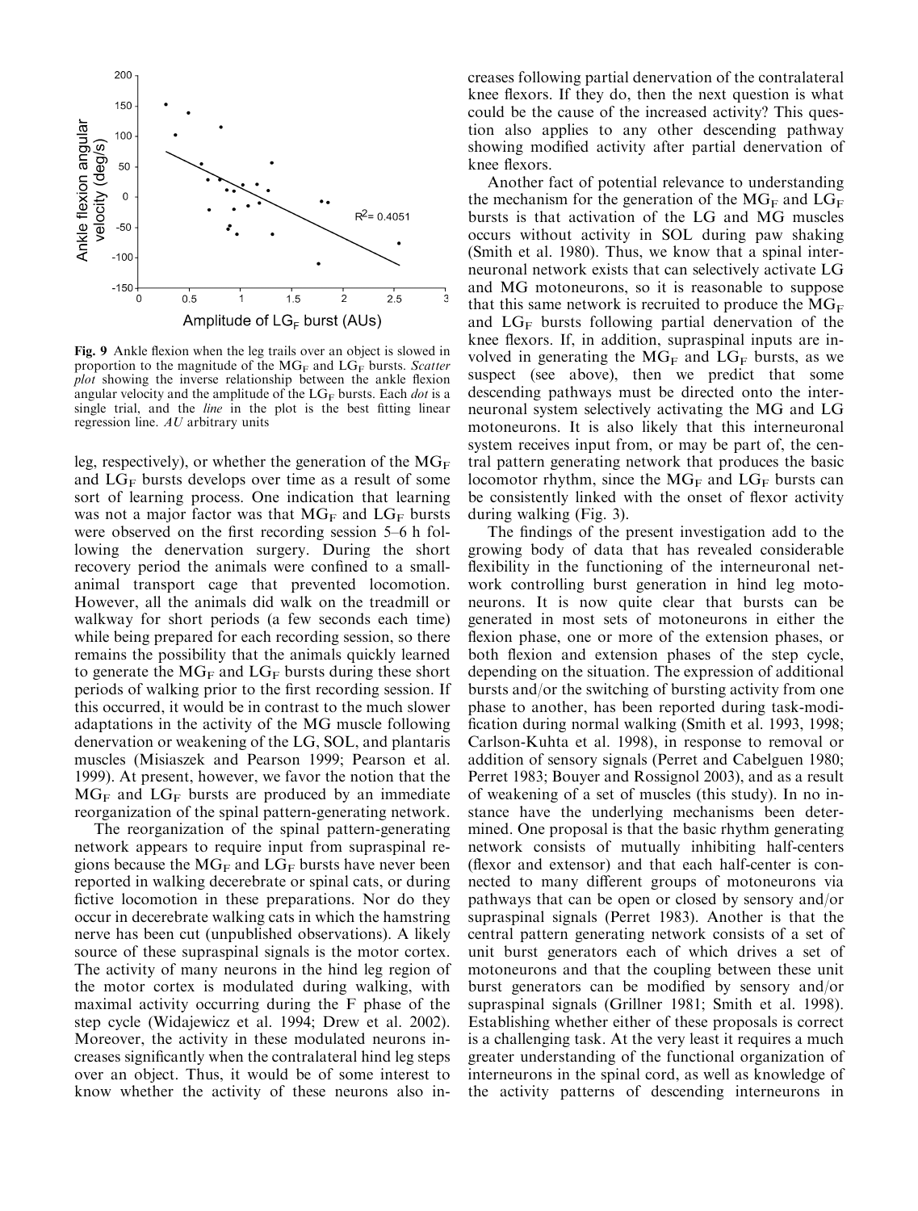**Fig. 9** Ankle flexion when the leg trails over an object is slowed in proportion to the magnitude of the $MG_F$ and $LG_F$ bursts. *Scatter plot* showing the inverse relationship between the ankle flexion angular velocity and the amplitude of the $LG_F$ bursts. Each *dot* is a single trial, and the *line* in the plot is the best fitting linear regression line. *AU* arbitrary units

leg, respectively), or whether the generation of the $MG_F$ and $LG_F$ bursts develops over time as a result of some sort of learning process. One indication that learning was not a major factor was that $MG_F$ and $LG_F$ bursts were observed on the first recording session 5–6 h following the denervation surgery. During the short recovery period the animals were confined to a small-animal transport cage that prevented locomotion. However, all the animals did walk on the treadmill or walkway for short periods (a few seconds each time) while being prepared for each recording session, so there remains the possibility that the animals quickly learned to generate the $MG_F$ and $LG_F$ bursts during these short periods of walking prior to the first recording session. If this occurred, it would be in contrast to the much slower adaptations in the activity of the MG muscle following denervation or weakening of the LG, SOL, and plantaris muscles (Misiaszek and Pearson 1999; Pearson et al. 1999). At present, however, we favor the notion that the $MG_F$ and $LG_F$ bursts are produced by an immediate reorganization of the spinal pattern-generating network.

The reorganization of the spinal pattern-generating network appears to require input from supraspinal regions because the $MG_F$ and $LG_F$ bursts have never been reported in walking decerebrate or spinal cats, or during fictive locomotion in these preparations. Nor do they occur in decerebrate walking cats in which the hamstring nerve has been cut (unpublished observations). A likely source of these supraspinal signals is the motor cortex. The activity of many neurons in the hind leg region of the motor cortex is modulated during walking, with maximal activity occurring during the F phase of the step cycle (Widajewicz et al. 1994; Drew et al. 2002). Moreover, the activity in these modulated neurons increases significantly when the contralateral hind leg steps over an object. Thus, it would be of some interest to know whether the activity of these neurons also increases following partial denervation of the contralateral knee flexors. If they do, then the next question is what could be the cause of the increased activity? This question also applies to any other descending pathway showing modified activity after partial denervation of knee flexors.

Another fact of potential relevance to understanding the mechanism for the generation of the $MG_F$ and $LG_F$ bursts is that activation of the LG and MG muscles occurs without activity in SOL during paw shaking (Smith et al. 1980). Thus, we know that a spinal interneuronal network exists that can selectively activate LG and MG motoneurons, so it is reasonable to suppose that this same network is recruited to produce the $MG_F$ and $LG_F$ bursts following partial denervation of the knee flexors. If, in addition, supraspinal inputs are involved in generating the $MG_F$ and $LG_F$ bursts, as we suspect (see above), then we predict that some descending pathways must be directed onto the interneuronal system selectively activating the MG and LG motoneurons. It is also likely that this interneuronal system receives input from, or may be part of, the central pattern generating network that produces the basic locomotor rhythm, since the $MG_F$ and $LG_F$ bursts can be consistently linked with the onset of flexor activity during walking (Fig. 3).

The findings of the present investigation add to the growing body of data that has revealed considerable flexibility in the functioning of the interneuronal network controlling burst generation in hind leg motoneurons. It is now quite clear that bursts can be generated in most sets of motoneurons in either the flexion phase, one or more of the extension phases, or both flexion and extension phases of the step cycle, depending on the situation. The expression of additional bursts and/or the switching of bursting activity from one phase to another, has been reported during task-modification during normal walking (Smith et al. 1993, 1998; Carlson-Kuhta et al. 1998), in response to removal or addition of sensory signals (Perret and Cabelguen 1980; Perret 1983; Bouyer and Rossignol 2003), and as a result of weakening of a set of muscles (this study). In no instance have the underlying mechanisms been determined. One proposal is that the basic rhythm generating network consists of mutually inhibiting half-centers (flexor and extensor) and that each half-center is connected to many different groups of motoneurons via pathways that can be open or closed by sensory and/or supraspinal signals (Perret 1983). Another is that the central pattern generating network consists of a set of unit burst generators each of which drives a set of motoneurons and that the coupling between these unit burst generators can be modified by sensory and/or supraspinal signals (Grillner 1981; Smith et al. 1998). Establishing whether either of these proposals is correct is a challenging task. At the very least it requires a much greater understanding of the functional organization of interneurons in the spinal cord, as well as knowledge of the activity patterns of descending interneurons in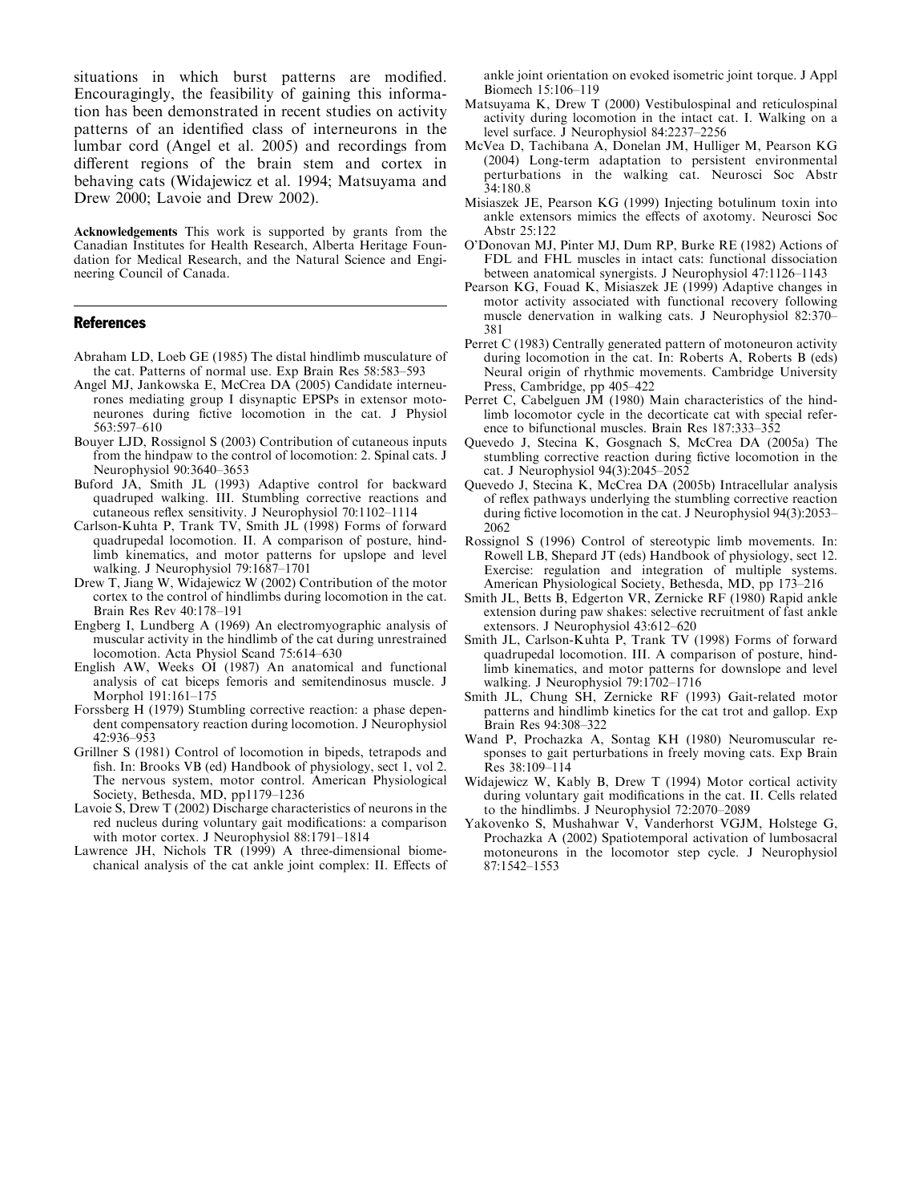situations in which burst patterns are modified. Encouragingly, the feasibility of gaining this information has been demonstrated in recent studies on activity patterns of an identified class of interneurons in the lumbar cord (Angel et al. 2005) and recordings from different regions of the brain stem and cortex in behaving cats (Widajewicz et al. 1994; Matsuyama and Drew 2000; Lavoie and Drew 2002).

**Acknowledgements** This work is supported by grants from the Canadian Institutes for Health Research, Alberta Heritage Foundation for Medical Research, and the Natural Science and Engineering Council of Canada.

## References

Abraham LD, Loeb GE (1985) The distal hindlimb musculature of the cat. Patterns of normal use. Exp Brain Res 58:583–593

Angel MJ, Jankowska E, McCrea DA (2005) Candidate interneurones mediating group I disynaptic EPSPs in extensor motoneurones during fictive locomotion in the cat. J Physiol 563:597–610

Bouyer LJD, Rossignol S (2003) Contribution of cutaneous inputs from the hindpaw to the control of locomotion: 2. Spinal cats. J Neurophysiol 90:3640–3653

Buford JA, Smith JL (1993) Adaptive control for backward quadruped walking. III. Stumbling corrective reactions and cutaneous reflex sensitivity. J Neurophysiol 70:1102–1114

Carlson-Kuhta P, Trank TV, Smith JL (1998) Forms of forward quadrupedal locomotion. II. A comparison of posture, hindlimb kinematics, and motor patterns for upslope and level walking. J Neurophysiol 79:1687–1701

Drew T, Jiang W, Widajewicz W (2002) Contribution of the motor cortex to the control of hindlimbs during locomotion in the cat. Brain Res Rev 40:178–191

Engberg I, Lundberg A (1969) An electromyographic analysis of muscular activity in the hindlimb of the cat during unrestrained locomotion. Acta Physiol Scand 75:614–630

English AW, Weeks OI (1987) An anatomical and functional analysis of cat biceps femoris and semitendinosus muscle. J Morphol 191:161–175

Forssberg H (1979) Stumbling corrective reaction: a phase dependent compensatory reaction during locomotion. J Neurophysiol 42:936–953

Grillner S (1981) Control of locomotion in bipeds, tetrapods and fish. In: Brooks VB (ed) Handbook of physiology, sect 1, vol 2. The nervous system, motor control. American Physiological Society, Bethesda, MD, pp1179–1236

Lavoie S, Drew T (2002) Discharge characteristics of neurons in the red nucleus during voluntary gait modifications: a comparison with motor cortex. J Neurophysiol 88:1791–1814

Lawrence JH, Nichols TR (1999) A three-dimensional biomechanical analysis of the cat ankle joint complex: II. Effects of ankle joint orientation on evoked isometric joint torque. J Appl Biomech 15:106–119

Matsuyama K, Drew T (2000) Vestibulospinal and reticulospinal activity during locomotion in the intact cat. I. Walking on a level surface. J Neurophysiol 84:2237–2256

McVea D, Tachibana A, Donelan JM, Hulliger M, Pearson KG (2004) Long-term adaptation to persistent environmental perturbations in the walking cat. Neurosci Soc Abstr 34:180.8

Misiaszek JE, Pearson KG (1999) Injecting botulinum toxin into ankle extensors mimics the effects of axotomy. Neurosci Soc Abstr 25:122

O'Donovan MJ, Pinter MJ, Dum RP, Burke RE (1982) Actions of FDL and FHL muscles in intact cats: functional dissociation between anatomical synergists. J Neurophysiol 47:1126–1143

Pearson KG, Fouad K, Misiaszek JE (1999) Adaptive changes in motor activity associated with functional recovery following muscle denervation in walking cats. J Neurophysiol 82:370–381

Perret C (1983) Centrally generated pattern of motoneuron activity during locomotion in the cat. In: Roberts A, Roberts B (eds) Neural origin of rhythmic movements. Cambridge University Press, Cambridge, pp 405–422

Perret C, Cabelguen JM (1980) Main characteristics of the hindlimb locomotor cycle in the decorticate cat with special reference to bifunctional muscles. Brain Res 187:333–352

Quevedo J, Stecina K, Gosgnach S, McCrea DA (2005a) The stumbling corrective reaction during fictive locomotion in the cat. J Neurophysiol 94(3):2045–2052

Quevedo J, Stecina K, McCrea DA (2005b) Intracellular analysis of reflex pathways underlying the stumbling corrective reaction during fictive locomotion in the cat. J Neurophysiol 94(3):2053–2062

Rossignol S (1996) Control of stereotypic limb movements. In: Rowell LB, Shepard JT (eds) Handbook of physiology, sect 12. Exercise: regulation and integration of multiple systems. American Physiological Society, Bethesda, MD, pp 173–216

Smith JL, Betts B, Edgerton VR, Zernicke RF (1980) Rapid ankle extension during paw shakes: selective recruitment of fast ankle extensors. J Neurophysiol 43:612–620

Smith JL, Carlson-Kuhta P, Trank TV (1998) Forms of forward quadrupedal locomotion. III. A comparison of posture, hindlimb kinematics, and motor patterns for downslope and level walking. J Neurophysiol 79:1702–1716

Smith JL, Chung SH, Zernicke RF (1993) Gait-related motor patterns and hindlimb kinetics for the cat trot and gallop. Exp Brain Res 94:308–322

Wand P, Prochazka A, Sontag KH (1980) Neuromuscular responses to gait perturbations in freely moving cats. Exp Brain Res 38:109–114

Widajewicz W, Kably B, Drew T (1994) Motor cortical activity during voluntary gait modifications in the cat. II. Cells related to the hindlimbs. J Neurophysiol 72:2070–2089

Yakovenko S, Mushahwar V, Vanderhorst VGJM, Holstege G, Prochazka A (2002) Spatiotemporal activation of lumbosacral motoneurons in the locomotor step cycle. J Neurophysiol 87:1542–1553